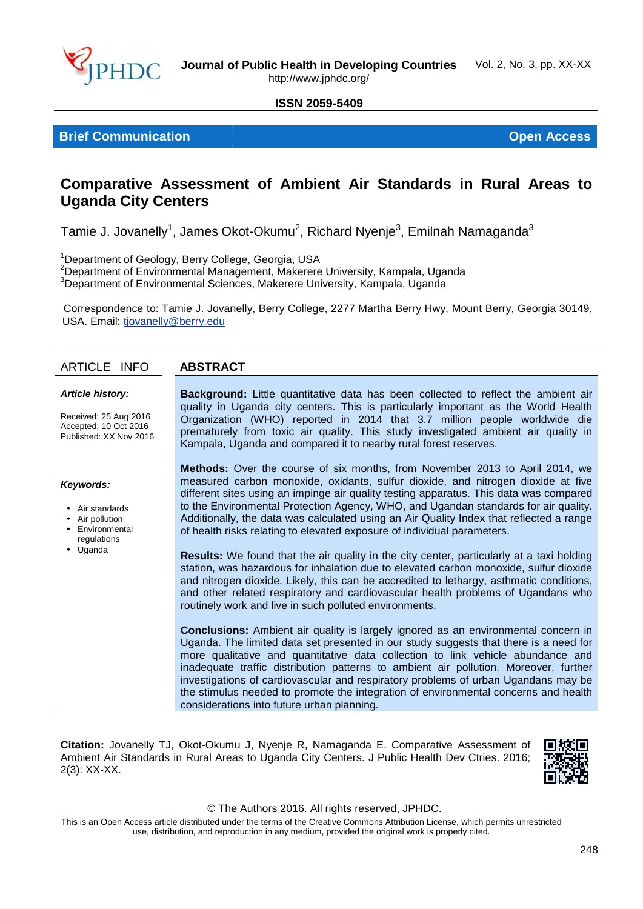**Brief Communication** | **Open Access**

# Comparative Assessment of Ambient Air Standards in Rural Areas to Uganda City Centers

Tamie J. Jovanelly[1], James Okot-Okumu[2], Richard Nyenje[3], Emilnah Namaganda[3]

[1]Department of Geology, Berry College, Georgia, USA
[2]Department of Environmental Management, Makerere University, Kampala, Uganda
[3]Department of Environmental Sciences, Makerere University, Kampala, Uganda

Correspondence to: Tamie J. Jovanelly, Berry College, 2277 Martha Berry Hwy, Mount Berry, Georgia 30149, USA. Email: tjovanelly@berry.edu

## ARTICLE INFO

***Article history:***

Received: 25 Aug 2016
Accepted: 10 Oct 2016
Published: XX Nov 2016

***Keywords:***

- Air standards
- Air pollution
- Environmental regulations
- Uganda

## ABSTRACT

**Background:** Little quantitative data has been collected to reflect the ambient air quality in Uganda city centers. This is particularly important as the World Health Organization (WHO) reported in 2014 that 3.7 million people worldwide die prematurely from toxic air quality. This study investigated ambient air quality in Kampala, Uganda and compared it to nearby rural forest reserves.

**Methods:** Over the course of six months, from November 2013 to April 2014, we measured carbon monoxide, oxidants, sulfur dioxide, and nitrogen dioxide at five different sites using an impinge air quality testing apparatus. This data was compared to the Environmental Protection Agency, WHO, and Ugandan standards for air quality. Additionally, the data was calculated using an Air Quality Index that reflected a range of health risks relating to elevated exposure of individual parameters.

**Results:** We found that the air quality in the city center, particularly at a taxi holding station, was hazardous for inhalation due to elevated carbon monoxide, sulfur dioxide and nitrogen dioxide. Likely, this can be accredited to lethargy, asthmatic conditions, and other related respiratory and cardiovascular health problems of Ugandans who routinely work and live in such polluted environments.

**Conclusions:** Ambient air quality is largely ignored as an environmental concern in Uganda. The limited data set presented in our study suggests that there is a need for more qualitative and quantitative data collection to link vehicle abundance and inadequate traffic distribution patterns to ambient air pollution. Moreover, further investigations of cardiovascular and respiratory problems of urban Ugandans may be the stimulus needed to promote the integration of environmental concerns and health considerations into future urban planning.

**Citation:** Jovanelly TJ, Okot-Okumu J, Nyenje R, Namaganda E. Comparative Assessment of Ambient Air Standards in Rural Areas to Uganda City Centers. J Public Health Dev Ctries. 2016; 2(3): XX-XX.

© The Authors 2016. All rights reserved, JPHDC.

This is an Open Access article distributed under the terms of the Creative Commons Attribution License, which permits unrestricted use, distribution, and reproduction in any medium, provided the original work is properly cited.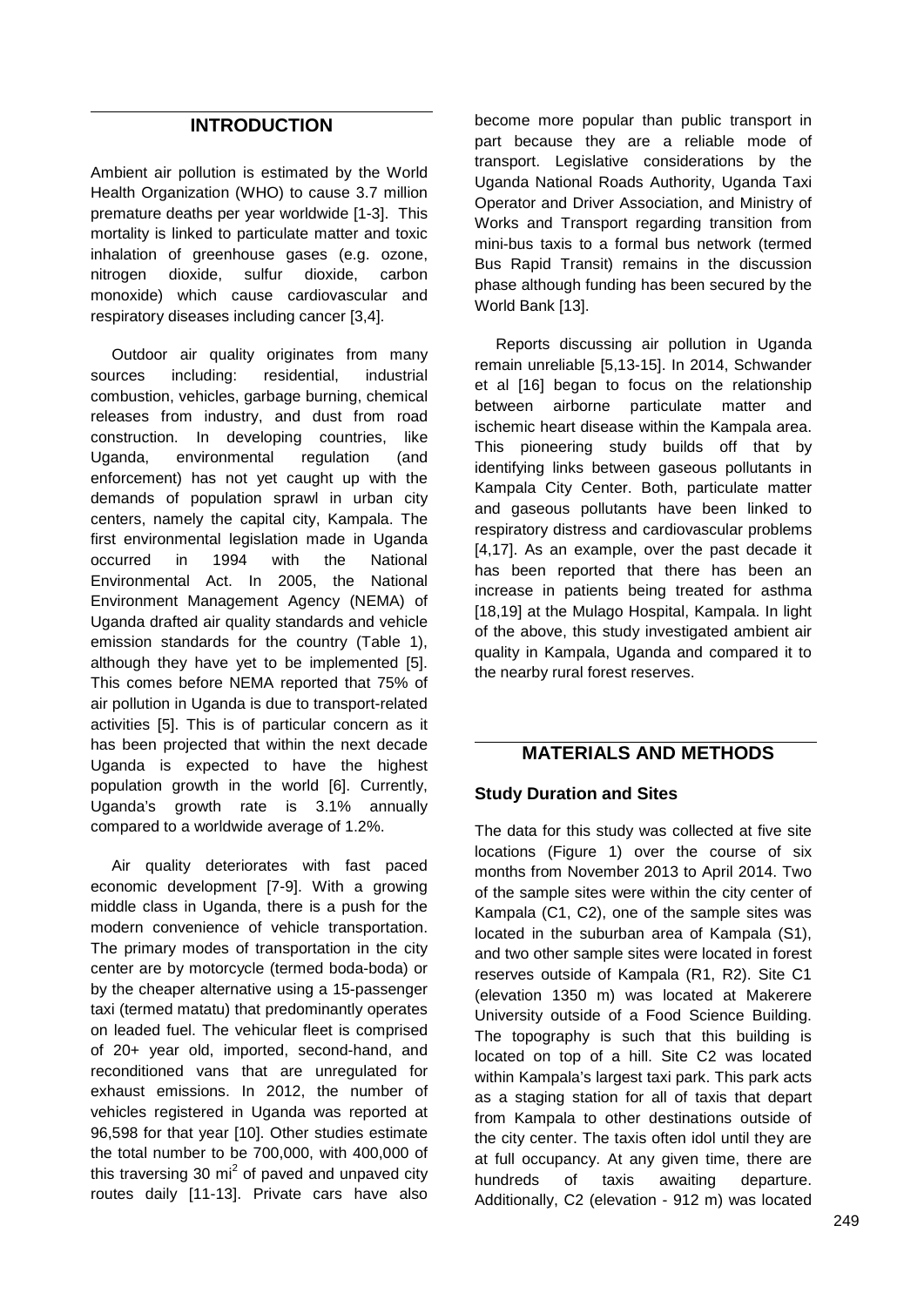## INTRODUCTION

Ambient air pollution is estimated by the World Health Organization (WHO) to cause 3.7 million premature deaths per year worldwide [1-3]. This mortality is linked to particulate matter and toxic inhalation of greenhouse gases (e.g. ozone, nitrogen dioxide, sulfur dioxide, carbon monoxide) which cause cardiovascular and respiratory diseases including cancer [3,4].

Outdoor air quality originates from many sources including: residential, industrial combustion, vehicles, garbage burning, chemical releases from industry, and dust from road construction. In developing countries, like Uganda, environmental regulation (and enforcement) has not yet caught up with the demands of population sprawl in urban city centers, namely the capital city, Kampala. The first environmental legislation made in Uganda occurred in 1994 with the National Environmental Act. In 2005, the National Environment Management Agency (NEMA) of Uganda drafted air quality standards and vehicle emission standards for the country (Table 1), although they have yet to be implemented [5]. This comes before NEMA reported that 75% of air pollution in Uganda is due to transport-related activities [5]. This is of particular concern as it has been projected that within the next decade Uganda is expected to have the highest population growth in the world [6]. Currently, Uganda's growth rate is 3.1% annually compared to a worldwide average of 1.2%.

Air quality deteriorates with fast paced economic development [7-9]. With a growing middle class in Uganda, there is a push for the modern convenience of vehicle transportation. The primary modes of transportation in the city center are by motorcycle (termed boda-boda) or by the cheaper alternative using a 15-passenger taxi (termed matatu) that predominantly operates on leaded fuel. The vehicular fleet is comprised of 20+ year old, imported, second-hand, and reconditioned vans that are unregulated for exhaust emissions. In 2012, the number of vehicles registered in Uganda was reported at 96,598 for that year [10]. Other studies estimate the total number to be 700,000, with 400,000 of this traversing 30 $mi^2$ of paved and unpaved city routes daily [11-13]. Private cars have also become more popular than public transport in part because they are a reliable mode of transport. Legislative considerations by the Uganda National Roads Authority, Uganda Taxi Operator and Driver Association, and Ministry of Works and Transport regarding transition from mini-bus taxis to a formal bus network (termed Bus Rapid Transit) remains in the discussion phase although funding has been secured by the World Bank [13].

Reports discussing air pollution in Uganda remain unreliable [5,13-15]. In 2014, Schwander et al [16] began to focus on the relationship between airborne particulate matter and ischemic heart disease within the Kampala area. This pioneering study builds off that by identifying links between gaseous pollutants in Kampala City Center. Both, particulate matter and gaseous pollutants have been linked to respiratory distress and cardiovascular problems [4,17]. As an example, over the past decade it has been reported that there has been an increase in patients being treated for asthma [18,19] at the Mulago Hospital, Kampala. In light of the above, this study investigated ambient air quality in Kampala, Uganda and compared it to the nearby rural forest reserves.

## MATERIALS AND METHODS

### Study Duration and Sites

The data for this study was collected at five site locations (Figure 1) over the course of six months from November 2013 to April 2014. Two of the sample sites were within the city center of Kampala (C1, C2), one of the sample sites was located in the suburban area of Kampala (S1), and two other sample sites were located in forest reserves outside of Kampala (R1, R2). Site C1 (elevation 1350 m) was located at Makerere University outside of a Food Science Building. The topography is such that this building is located on top of a hill. Site C2 was located within Kampala's largest taxi park. This park acts as a staging station for all of taxis that depart from Kampala to other destinations outside of the city center. The taxis often idol until they are at full occupancy. At any given time, there are hundreds of taxis awaiting departure. Additionally, C2 (elevation - 912 m) was located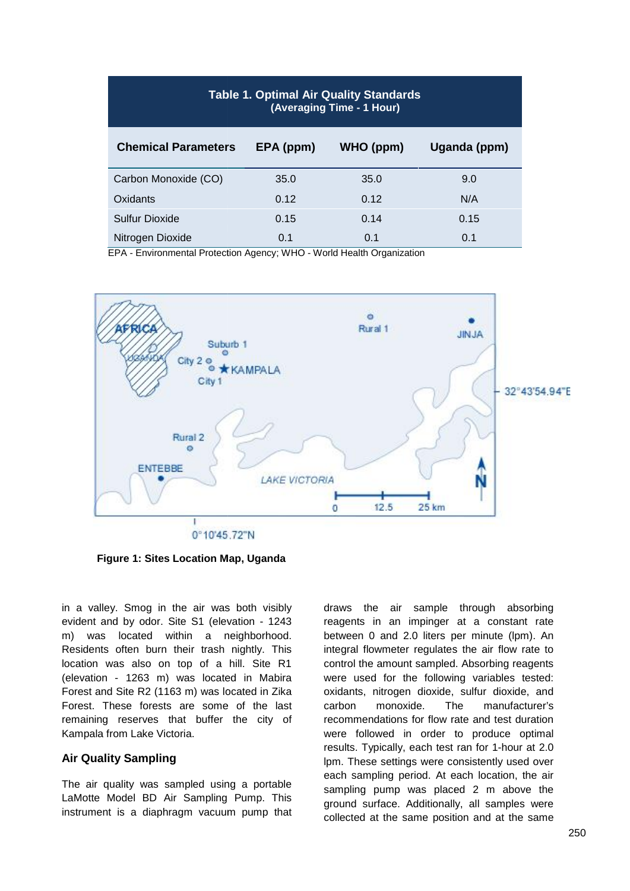| Table 1. Optimal Air Quality Standards (Averaging Time - 1 Hour) | | | |
|---|---|---|---|
| **Chemical Parameters** | **EPA (ppm)** | **WHO (ppm)** | **Uganda (ppm)** |
| Carbon Monoxide (CO) | 35.0 | 35.0 | 9.0 |
| Oxidants | 0.12 | 0.12 | N/A |
| Sulfur Dioxide | 0.15 | 0.14 | 0.15 |
| Nitrogen Dioxide | 0.1 | 0.1 | 0.1 |

EPA - Environmental Protection Agency; WHO - World Health Organization

**Figure 1: Sites Location Map, Uganda**

in a valley. Smog in the air was both visibly evident and by odor. Site S1 (elevation - 1243 m) was located within a neighborhood. Residents often burn their trash nightly. This location was also on top of a hill. Site R1 (elevation - 1263 m) was located in Mabira Forest and Site R2 (1163 m) was located in Zika Forest. These forests are some of the last remaining reserves that buffer the city of Kampala from Lake Victoria.

## Air Quality Sampling

The air quality was sampled using a portable LaMotte Model BD Air Sampling Pump. This instrument is a diaphragm vacuum pump that draws the air sample through absorbing reagents in an impinger at a constant rate between 0 and 2.0 liters per minute (lpm). An integral flowmeter regulates the air flow rate to control the amount sampled. Absorbing reagents were used for the following variables tested: oxidants, nitrogen dioxide, sulfur dioxide, and carbon monoxide. The manufacturer's recommendations for flow rate and test duration were followed in order to produce optimal results. Typically, each test ran for 1-hour at 2.0 lpm. These settings were consistently used over each sampling period. At each location, the air sampling pump was placed 2 m above the ground surface. Additionally, all samples were collected at the same position and at the same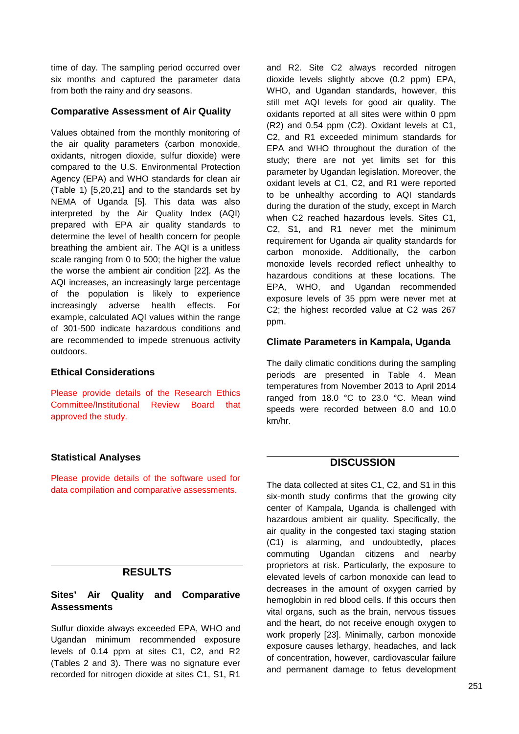time of day. The sampling period occurred over six months and captured the parameter data from both the rainy and dry seasons.

### Comparative Assessment of Air Quality

Values obtained from the monthly monitoring of the air quality parameters (carbon monoxide, oxidants, nitrogen dioxide, sulfur dioxide) were compared to the U.S. Environmental Protection Agency (EPA) and WHO standards for clean air (Table 1) [5,20,21] and to the standards set by NEMA of Uganda [5]. This data was also interpreted by the Air Quality Index (AQI) prepared with EPA air quality standards to determine the level of health concern for people breathing the ambient air. The AQI is a unitless scale ranging from 0 to 500; the higher the value the worse the ambient air condition [22]. As the AQI increases, an increasingly large percentage of the population is likely to experience increasingly adverse health effects. For example, calculated AQI values within the range of 301-500 indicate hazardous conditions and are recommended to impede strenuous activity outdoors.

### Ethical Considerations

Please provide details of the Research Ethics Committee/Institutional Review Board that approved the study.

### Statistical Analyses

Please provide details of the software used for data compilation and comparative assessments.

## RESULTS

### Sites' Air Quality and Comparative Assessments

Sulfur dioxide always exceeded EPA, WHO and Ugandan minimum recommended exposure levels of 0.14 ppm at sites C1, C2, and R2 (Tables 2 and 3). There was no signature ever recorded for nitrogen dioxide at sites C1, S1, R1 and R2. Site C2 always recorded nitrogen dioxide levels slightly above (0.2 ppm) EPA, WHO, and Ugandan standards, however, this still met AQI levels for good air quality. The oxidants reported at all sites were within 0 ppm (R2) and 0.54 ppm (C2). Oxidant levels at C1, C2, and R1 exceeded minimum standards for EPA and WHO throughout the duration of the study; there are not yet limits set for this parameter by Ugandan legislation. Moreover, the oxidant levels at C1, C2, and R1 were reported to be unhealthy according to AQI standards during the duration of the study, except in March when C2 reached hazardous levels. Sites C1, C2, S1, and R1 never met the minimum requirement for Uganda air quality standards for carbon monoxide. Additionally, the carbon monoxide levels recorded reflect unhealthy to hazardous conditions at these locations. The EPA, WHO, and Ugandan recommended exposure levels of 35 ppm were never met at C2; the highest recorded value at C2 was 267 ppm.

### Climate Parameters in Kampala, Uganda

The daily climatic conditions during the sampling periods are presented in Table 4. Mean temperatures from November 2013 to April 2014 ranged from 18.0 °C to 23.0 °C. Mean wind speeds were recorded between 8.0 and 10.0 km/hr.

## DISCUSSION

The data collected at sites C1, C2, and S1 in this six-month study confirms that the growing city center of Kampala, Uganda is challenged with hazardous ambient air quality. Specifically, the air quality in the congested taxi staging station (C1) is alarming, and undoubtedly, places commuting Ugandan citizens and nearby proprietors at risk. Particularly, the exposure to elevated levels of carbon monoxide can lead to decreases in the amount of oxygen carried by hemoglobin in red blood cells. If this occurs then vital organs, such as the brain, nervous tissues and the heart, do not receive enough oxygen to work properly [23]. Minimally, carbon monoxide exposure causes lethargy, headaches, and lack of concentration, however, cardiovascular failure and permanent damage to fetus development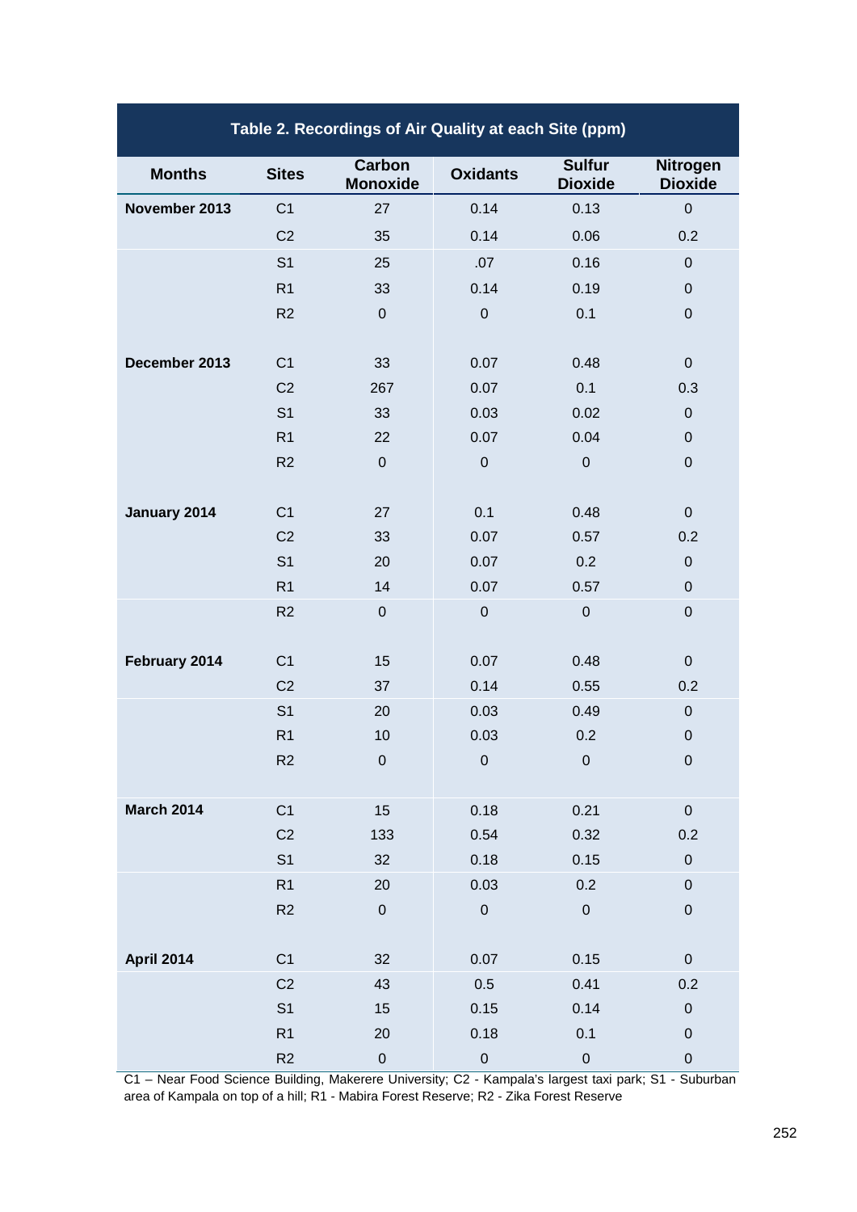**Table 2. Recordings of Air Quality at each Site (ppm)**

| Months | Sites | Carbon Monoxide | Oxidants | Sulfur Dioxide | Nitrogen Dioxide |
|---|---|---|---|---|---|
| November 2013 | C1 | 27 | 0.14 | 0.13 | 0 |
| | C2 | 35 | 0.14 | 0.06 | 0.2 |
| | S1 | 25 | .07 | 0.16 | 0 |
| | R1 | 33 | 0.14 | 0.19 | 0 |
| | R2 | 0 | 0 | 0.1 | 0 |
| December 2013 | C1 | 33 | 0.07 | 0.48 | 0 |
| | C2 | 267 | 0.07 | 0.1 | 0.3 |
| | S1 | 33 | 0.03 | 0.02 | 0 |
| | R1 | 22 | 0.07 | 0.04 | 0 |
| | R2 | 0 | 0 | 0 | 0 |
| January 2014 | C1 | 27 | 0.1 | 0.48 | 0 |
| | C2 | 33 | 0.07 | 0.57 | 0.2 |
| | S1 | 20 | 0.07 | 0.2 | 0 |
| | R1 | 14 | 0.07 | 0.57 | 0 |
| | R2 | 0 | 0 | 0 | 0 |
| February 2014 | C1 | 15 | 0.07 | 0.48 | 0 |
| | C2 | 37 | 0.14 | 0.55 | 0.2 |
| | S1 | 20 | 0.03 | 0.49 | 0 |
| | R1 | 10 | 0.03 | 0.2 | 0 |
| | R2 | 0 | 0 | 0 | 0 |
| March 2014 | C1 | 15 | 0.18 | 0.21 | 0 |
| | C2 | 133 | 0.54 | 0.32 | 0.2 |
| | S1 | 32 | 0.18 | 0.15 | 0 |
| | R1 | 20 | 0.03 | 0.2 | 0 |
| | R2 | 0 | 0 | 0 | 0 |
| April 2014 | C1 | 32 | 0.07 | 0.15 | 0 |
| | C2 | 43 | 0.5 | 0.41 | 0.2 |
| | S1 | 15 | 0.15 | 0.14 | 0 |
| | R1 | 20 | 0.18 | 0.1 | 0 |
| | R2 | 0 | 0 | 0 | 0 |

C1 – Near Food Science Building, Makerere University; C2 - Kampala's largest taxi park; S1 - Suburban area of Kampala on top of a hill; R1 - Mabira Forest Reserve; R2 - Zika Forest Reserve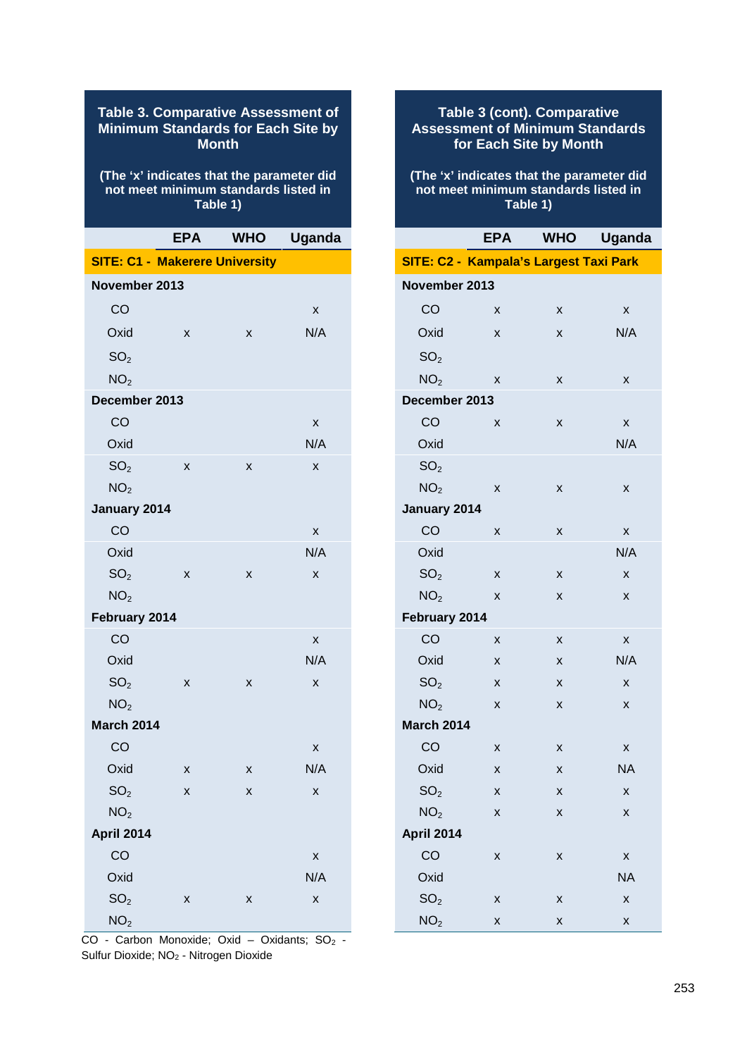**Table 3. Comparative Assessment of Minimum Standards for Each Site by Month**

(The 'x' indicates that the parameter did not meet minimum standards listed in Table 1)

| | EPA | WHO | Uganda |
|---|---|---|---|
| **SITE: C1 - Makerere University** | | | |
| **November 2013** | | | |
| CO | | | x |
| Oxid | x | x | N/A |
| $SO_2$ | | | |
| $NO_2$ | | | |
| **December 2013** | | | |
| CO | | | x |
| Oxid | | | N/A |
| $SO_2$ | x | x | x |
| $NO_2$ | | | |
| **January 2014** | | | |
| CO | | | x |
| Oxid | | | N/A |
| $SO_2$ | x | x | x |
| $NO_2$ | | | |
| **February 2014** | | | |
| CO | | | x |
| Oxid | | | N/A |
| $SO_2$ | x | x | x |
| $NO_2$ | | | |
| **March 2014** | | | |
| CO | | | x |
| Oxid | x | x | N/A |
| $SO_2$ | x | x | x |
| $NO_2$ | | | |
| **April 2014** | | | |
| CO | | | x |
| Oxid | | | N/A |
| $SO_2$ | x | x | x |
| $NO_2$ | | | |

CO - Carbon Monoxide; Oxid – Oxidants; $SO_2$ - Sulfur Dioxide; $NO_2$ - Nitrogen Dioxide

**Table 3 (cont). Comparative Assessment of Minimum Standards for Each Site by Month**

(The 'x' indicates that the parameter did not meet minimum standards listed in Table 1)

| | EPA | WHO | Uganda |
|---|---|---|---|
| **SITE: C2 - Kampala's Largest Taxi Park** | | | |
| **November 2013** | | | |
| CO | x | x | x |
| Oxid | x | x | N/A |
| $SO_2$ | | | |
| $NO_2$ | x | x | x |
| **December 2013** | | | |
| CO | x | x | x |
| Oxid | | | N/A |
| $SO_2$ | | | |
| $NO_2$ | x | x | x |
| **January 2014** | | | |
| CO | x | x | x |
| Oxid | | | N/A |
| $SO_2$ | x | x | x |
| $NO_2$ | x | x | x |
| **February 2014** | | | |
| CO | x | x | x |
| Oxid | x | x | N/A |
| $SO_2$ | x | x | x |
| $NO_2$ | x | x | x |
| **March 2014** | | | |
| CO | x | x | x |
| Oxid | x | x | NA |
| $SO_2$ | x | x | x |
| $NO_2$ | x | x | x |
| **April 2014** | | | |
| CO | x | x | x |
| Oxid | | | NA |
| $SO_2$ | x | x | x |
| $NO_2$ | x | x | x |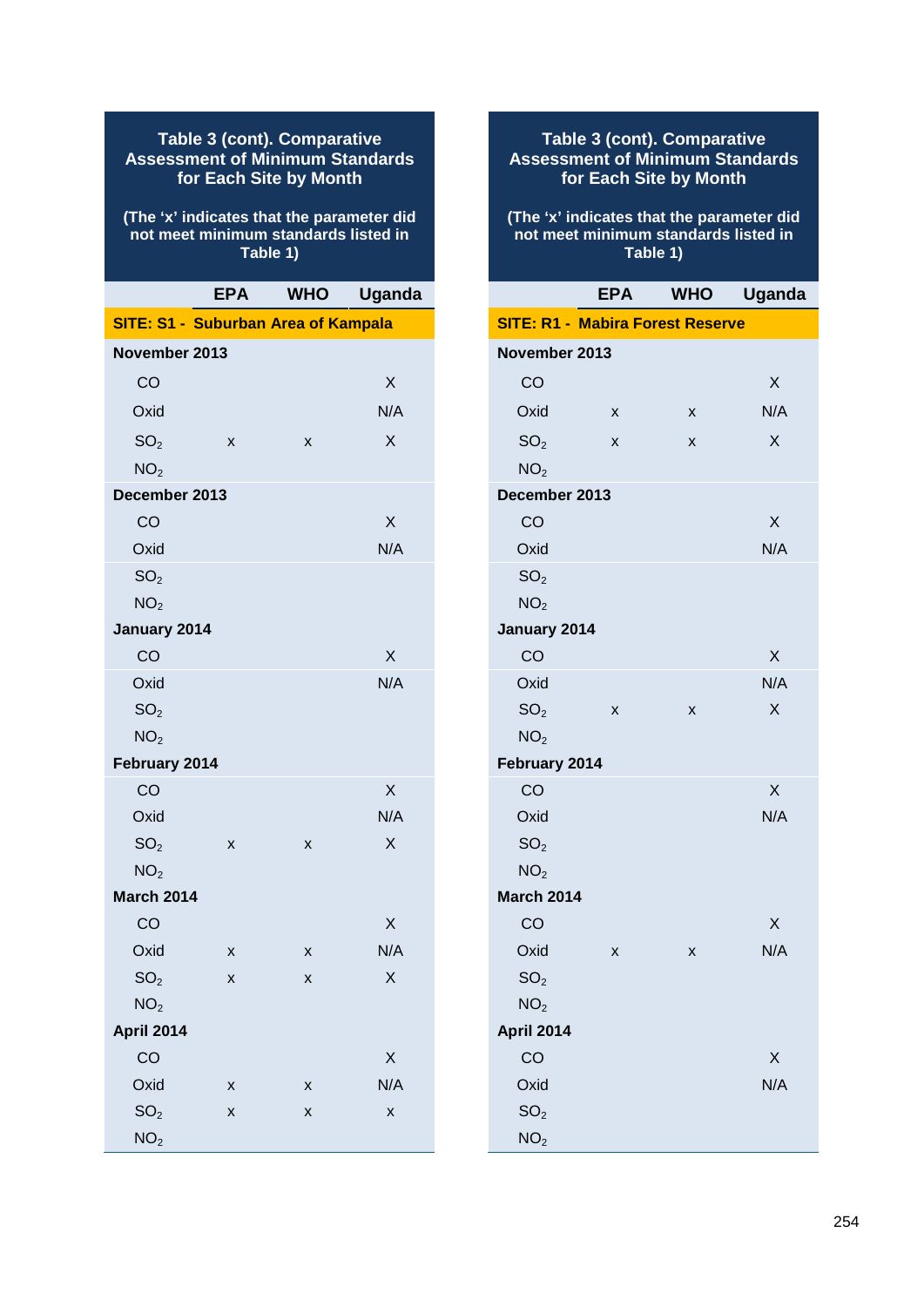## Table 3 (cont). Comparative Assessment of Minimum Standards for Each Site by Month

(The 'x' indicates that the parameter did not meet minimum standards listed in Table 1)

| | EPA | WHO | Uganda |
|---|---|---|---|
| **SITE: S1 - Suburban Area of Kampala** | | | |
| **November 2013** | | | |
| CO | | | X |
| Oxid | | | N/A |
| $SO_2$ | x | x | X |
| $NO_2$ | | | |
| **December 2013** | | | |
| CO | | | X |
| Oxid | | | N/A |
| $SO_2$ | | | |
| $NO_2$ | | | |
| **January 2014** | | | |
| CO | | | X |
| Oxid | | | N/A |
| $SO_2$ | | | |
| $NO_2$ | | | |
| **February 2014** | | | |
| CO | | | X |
| Oxid | | | N/A |
| $SO_2$ | x | x | X |
| $NO_2$ | | | |
| **March 2014** | | | |
| CO | | | X |
| Oxid | x | x | N/A |
| $SO_2$ | x | x | X |
| $NO_2$ | | | |
| **April 2014** | | | |
| CO | | | X |
| Oxid | x | x | N/A |
| $SO_2$ | x | x | x |
| $NO_2$ | | | |

## Table 3 (cont). Comparative Assessment of Minimum Standards for Each Site by Month

(The 'x' indicates that the parameter did not meet minimum standards listed in Table 1)

| | EPA | WHO | Uganda |
|---|---|---|---|
| **SITE: R1 - Mabira Forest Reserve** | | | |
| **November 2013** | | | |
| CO | | | X |
| Oxid | x | x | N/A |
| $SO_2$ | x | x | X |
| $NO_2$ | | | |
| **December 2013** | | | |
| CO | | | X |
| Oxid | | | N/A |
| $SO_2$ | | | |
| $NO_2$ | | | |
| **January 2014** | | | |
| CO | | | X |
| Oxid | | | N/A |
| $SO_2$ | x | x | X |
| $NO_2$ | | | |
| **February 2014** | | | |
| CO | | | X |
| Oxid | | | N/A |
| $SO_2$ | | | |
| $NO_2$ | | | |
| **March 2014** | | | |
| CO | | | X |
| Oxid | x | x | N/A |
| $SO_2$ | | | |
| $NO_2$ | | | |
| **April 2014** | | | |
| CO | | | X |
| Oxid | | | N/A |
| $SO_2$ | | | |
| $NO_2$ | | | |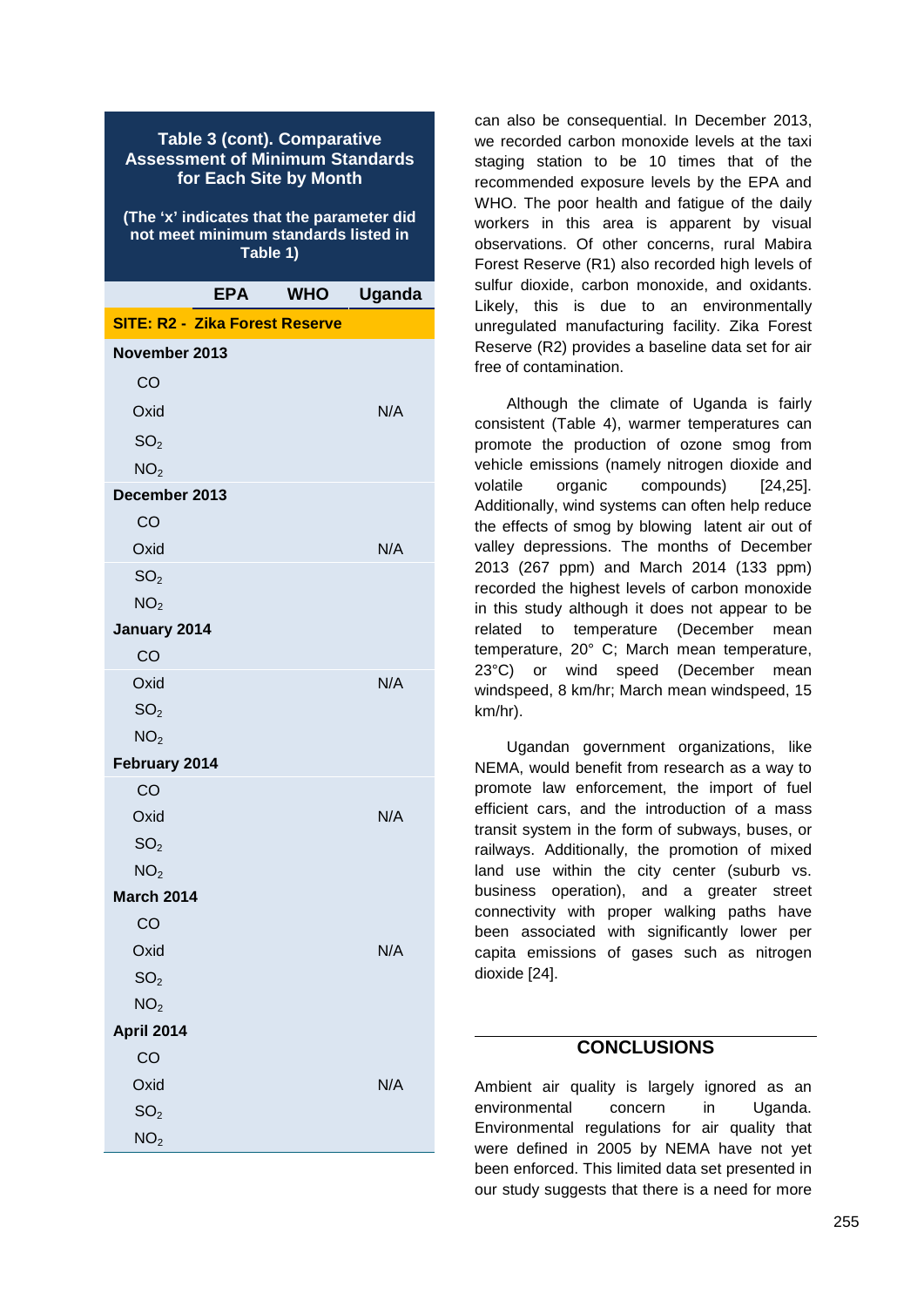**Table 3 (cont). Comparative Assessment of Minimum Standards for Each Site by Month**

**(The 'x' indicates that the parameter did not meet minimum standards listed in Table 1)**

| | EPA | WHO | Uganda |
|---|---|---|---|
| **SITE: R2 - Zika Forest Reserve** | | | |
| **November 2013** | | | |
| CO | | | |
| Oxid | | | N/A |
| $SO_2$ | | | |
| $NO_2$ | | | |
| **December 2013** | | | |
| CO | | | |
| Oxid | | | N/A |
| $SO_2$ | | | |
| $NO_2$ | | | |
| **January 2014** | | | |
| CO | | | |
| Oxid | | | N/A |
| $SO_2$ | | | |
| $NO_2$ | | | |
| **February 2014** | | | |
| CO | | | |
| Oxid | | | N/A |
| $SO_2$ | | | |
| $NO_2$ | | | |
| **March 2014** | | | |
| CO | | | |
| Oxid | | | N/A |
| $SO_2$ | | | |
| $NO_2$ | | | |
| **April 2014** | | | |
| CO | | | |
| Oxid | | | N/A |
| $SO_2$ | | | |
| $NO_2$ | | | |

can also be consequential. In December 2013, we recorded carbon monoxide levels at the taxi staging station to be 10 times that of the recommended exposure levels by the EPA and WHO. The poor health and fatigue of the daily workers in this area is apparent by visual observations. Of other concerns, rural Mabira Forest Reserve (R1) also recorded high levels of sulfur dioxide, carbon monoxide, and oxidants. Likely, this is due to an environmentally unregulated manufacturing facility. Zika Forest Reserve (R2) provides a baseline data set for air free of contamination.

Although the climate of Uganda is fairly consistent (Table 4), warmer temperatures can promote the production of ozone smog from vehicle emissions (namely nitrogen dioxide and volatile organic compounds) [24,25]. Additionally, wind systems can often help reduce the effects of smog by blowing latent air out of valley depressions. The months of December 2013 (267 ppm) and March 2014 (133 ppm) recorded the highest levels of carbon monoxide in this study although it does not appear to be related to temperature (December mean temperature, 20° C; March mean temperature, 23°C) or wind speed (December mean windspeed, 8 km/hr; March mean windspeed, 15 km/hr).

Ugandan government organizations, like NEMA, would benefit from research as a way to promote law enforcement, the import of fuel efficient cars, and the introduction of a mass transit system in the form of subways, buses, or railways. Additionally, the promotion of mixed land use within the city center (suburb vs. business operation), and a greater street connectivity with proper walking paths have been associated with significantly lower per capita emissions of gases such as nitrogen dioxide [24].

## CONCLUSIONS

Ambient air quality is largely ignored as an environmental concern in Uganda. Environmental regulations for air quality that were defined in 2005 by NEMA have not yet been enforced. This limited data set presented in our study suggests that there is a need for more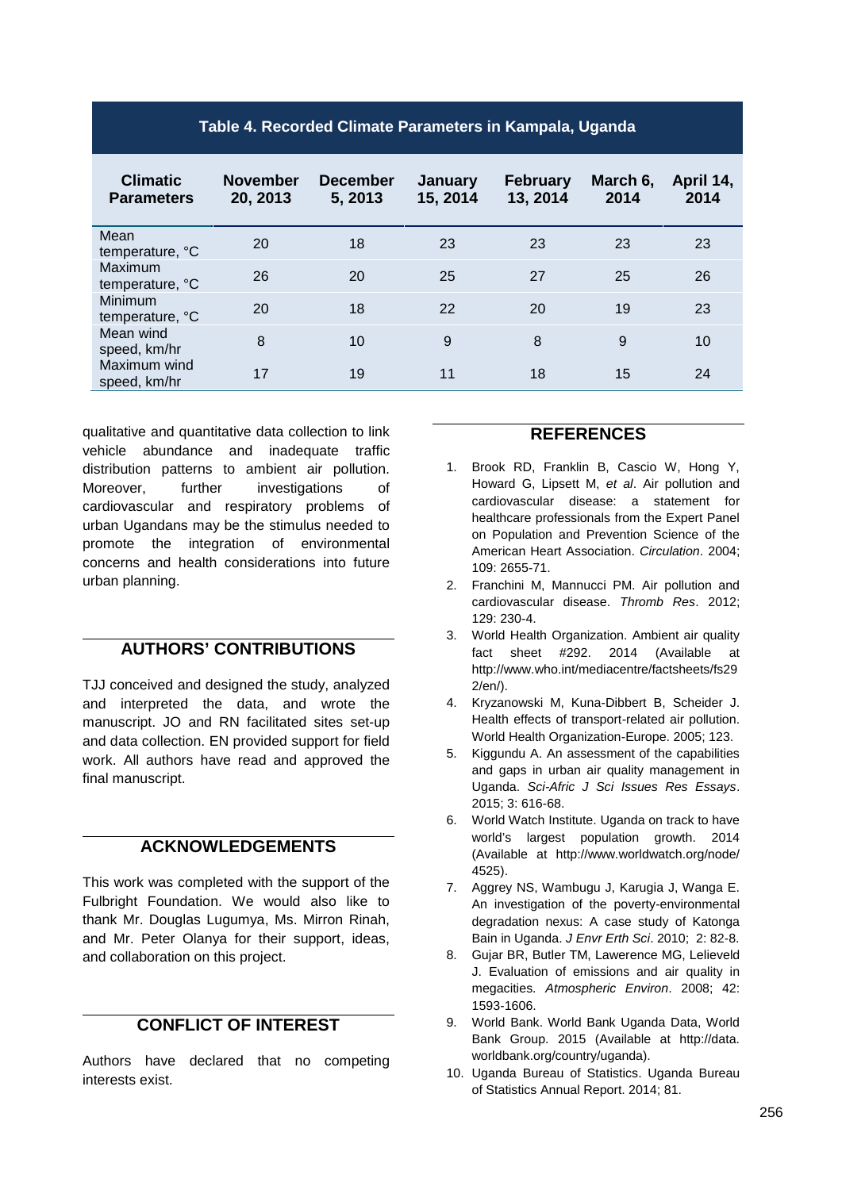**Table 4. Recorded Climate Parameters in Kampala, Uganda**

| Climatic Parameters | November 20, 2013 | December 5, 2013 | January 15, 2014 | February 13, 2014 | March 6, 2014 | April 14, 2014 |
|---|---|---|---|---|---|---|
| Mean temperature, °C | 20 | 18 | 23 | 23 | 23 | 23 |
| Maximum temperature, °C | 26 | 20 | 25 | 27 | 25 | 26 |
| Minimum temperature, °C | 20 | 18 | 22 | 20 | 19 | 23 |
| Mean wind speed, km/hr | 8 | 10 | 9 | 8 | 9 | 10 |
| Maximum wind speed, km/hr | 17 | 19 | 11 | 18 | 15 | 24 |

qualitative and quantitative data collection to link vehicle abundance and inadequate traffic distribution patterns to ambient air pollution. Moreover, further investigations of cardiovascular and respiratory problems of urban Ugandans may be the stimulus needed to promote the integration of environmental concerns and health considerations into future urban planning.

## AUTHORS' CONTRIBUTIONS

TJJ conceived and designed the study, analyzed and interpreted the data, and wrote the manuscript. JO and RN facilitated sites set-up and data collection. EN provided support for field work. All authors have read and approved the final manuscript.

## ACKNOWLEDGEMENTS

This work was completed with the support of the Fulbright Foundation. We would also like to thank Mr. Douglas Lugumya, Ms. Mirron Rinah, and Mr. Peter Olanya for their support, ideas, and collaboration on this project.

## CONFLICT OF INTEREST

Authors have declared that no competing interests exist.

## REFERENCES

1. Brook RD, Franklin B, Cascio W, Hong Y, Howard G, Lipsett M, *et al*. Air pollution and cardiovascular disease: a statement for healthcare professionals from the Expert Panel on Population and Prevention Science of the American Heart Association. *Circulation*. 2004; 109: 2655-71.
2. Franchini M, Mannucci PM. Air pollution and cardiovascular disease. *Thromb Res*. 2012; 129: 230-4.
3. World Health Organization. Ambient air quality fact sheet #292. 2014 (Available at http://www.who.int/mediacentre/factsheets/fs292/en/).
4. Kryzanowski M, Kuna-Dibbert B, Scheider J. Health effects of transport-related air pollution. World Health Organization-Europe. 2005; 123.
5. Kiggundu A. An assessment of the capabilities and gaps in urban air quality management in Uganda. *Sci-Afric J Sci Issues Res Essays*. 2015; 3: 616-68.
6. World Watch Institute. Uganda on track to have world's largest population growth. 2014 (Available at http://www.worldwatch.org/node/4525).
7. Aggrey NS, Wambugu J, Karugia J, Wanga E. An investigation of the poverty-environmental degradation nexus: A case study of Katonga Bain in Uganda. *J Envr Erth Sci*. 2010; 2: 82-8.
8. Gujar BR, Butler TM, Lawerence MG, Lelieveld J. Evaluation of emissions and air quality in megacities. *Atmospheric Environ*. 2008; 42: 1593-1606.
9. World Bank. World Bank Uganda Data, World Bank Group. 2015 (Available at http://data.worldbank.org/country/uganda).
10. Uganda Bureau of Statistics. Uganda Bureau of Statistics Annual Report. 2014; 81.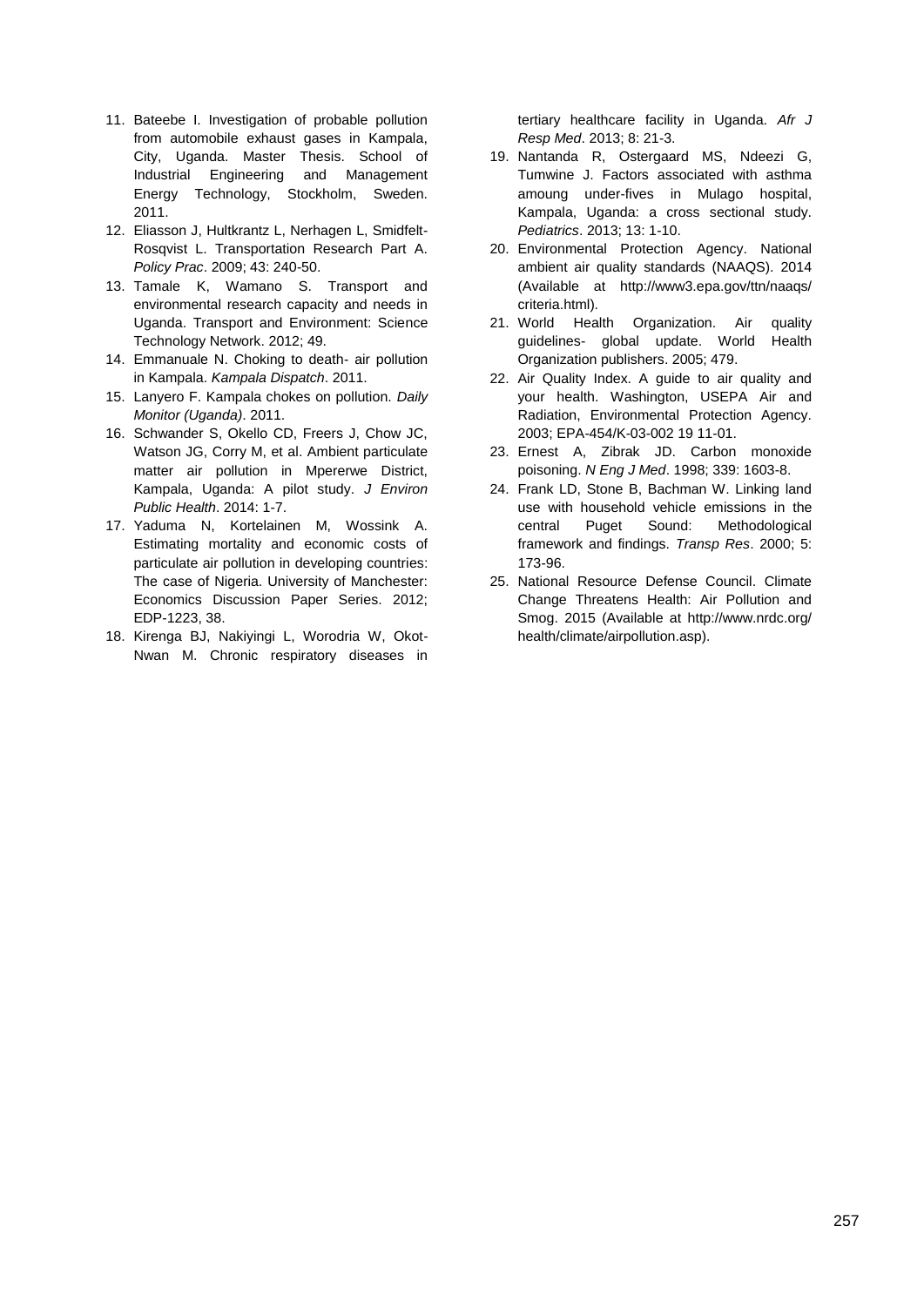11. Bateebe I. Investigation of probable pollution from automobile exhaust gases in Kampala, City, Uganda. Master Thesis. School of Industrial Engineering and Management Energy Technology, Stockholm, Sweden. 2011.
12. Eliasson J, Hultkrantz L, Nerhagen L, Smidfelt-Rosqvist L. Transportation Research Part A. *Policy Prac*. 2009; 43: 240-50.
13. Tamale K, Wamano S. Transport and environmental research capacity and needs in Uganda. Transport and Environment: Science Technology Network. 2012; 49.
14. Emmanuale N. Choking to death- air pollution in Kampala. *Kampala Dispatch*. 2011.
15. Lanyero F. Kampala chokes on pollution. *Daily Monitor (Uganda)*. 2011.
16. Schwander S, Okello CD, Freers J, Chow JC, Watson JG, Corry M, et al. Ambient particulate matter air pollution in Mpererwe District, Kampala, Uganda: A pilot study. *J Environ Public Health*. 2014: 1-7.
17. Yaduma N, Kortelainen M, Wossink A. Estimating mortality and economic costs of particulate air pollution in developing countries: The case of Nigeria. University of Manchester: Economics Discussion Paper Series. 2012; EDP-1223, 38.
18. Kirenga BJ, Nakiyingi L, Worodria W, Okot-Nwan M. Chronic respiratory diseases in tertiary healthcare facility in Uganda. *Afr J Resp Med*. 2013; 8: 21-3.
19. Nantanda R, Ostergaard MS, Ndeezi G, Tumwine J. Factors associated with asthma amoung under-fives in Mulago hospital, Kampala, Uganda: a cross sectional study. *Pediatrics*. 2013; 13: 1-10.
20. Environmental Protection Agency. National ambient air quality standards (NAAQS). 2014 (Available at http://www3.epa.gov/ttn/naaqs/criteria.html).
21. World Health Organization. Air quality guidelines- global update. World Health Organization publishers. 2005; 479.
22. Air Quality Index. A guide to air quality and your health. Washington, USEPA Air and Radiation, Environmental Protection Agency. 2003; EPA-454/K-03-002 19 11-01.
23. Ernest A, Zibrak JD. Carbon monoxide poisoning. *N Eng J Med*. 1998; 339: 1603-8.
24. Frank LD, Stone B, Bachman W. Linking land use with household vehicle emissions in the central Puget Sound: Methodological framework and findings. *Transp Res*. 2000; 5: 173-96.
25. National Resource Defense Council. Climate Change Threatens Health: Air Pollution and Smog. 2015 (Available at http://www.nrdc.org/health/climate/airpollution.asp).